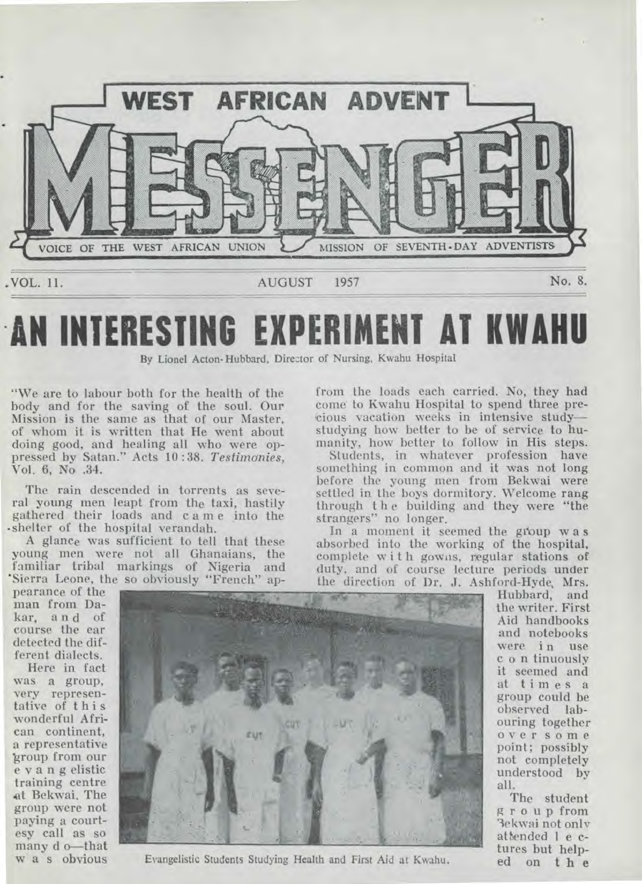# WEST AFRICAN ADVENT MESSENGER

VOICE OF THE WEST AFRICAN UNION MISSION OF SEVENTH-DAY ADVENTISTS

VOL. 11. AUGUST 1957 No. 8.

# AN INTERESTING EXPERIMENT AT KWAHU

By Lionel Acton-Hubbard, Director of Nursing, Kwahu Hospital

"We are to labour both for the health of the body and for the saving of the soul. Our Mission is the same as that of our Master, of whom it is written that He went about doing good, and healing all who were oppressed by Satan." Acts 10 :38. *Testimonies*, Vol. 6, No .34.

The rain descended in torrents as several young men leapt from the taxi, hastily gathered their loads and came into the shelter of the hospital verandah.

A glance was sufficient to tell that these young men were not all Ghanaians, the familiar tribal markings of Nigeria and Sierra Leone, the so obviously "French" appearance of the man from Dakar, and of course the ear detected the different dialects.

Here in fact was a group, very representative of this wonderful African continent, a representative group from our evangelistic training centre at Bekwai. The group were not paying a courtesy call as so many do—that was obvious from the loads each carried. No, they had come to Kwahu Hospital to spend three precious vacation weeks in intensive study—studying how better to be of service to humanity, how better to follow in His steps.

Students, in whatever profession have something in common and it was not long before the young men from Bekwai were settled in the boys dormitory. Welcome rang through the building and they were "the strangers" no longer.

In a moment it seemed the group was absorbed into the working of the hospital, complete with gowns, regular stations of duty, and of course lecture periods under the direction of Dr. J. Ashford-Hyde, Mrs. Hubbard, and the writer. First Aid handbooks and notebooks were in use continuously it seemed and at times a group could be observed labouring together over some point; possibly not completely understood by all.

Evangelistic Students Studying Health and First Aid at Kwahu.

The student group from Bekwai not only attended lectures but helped on the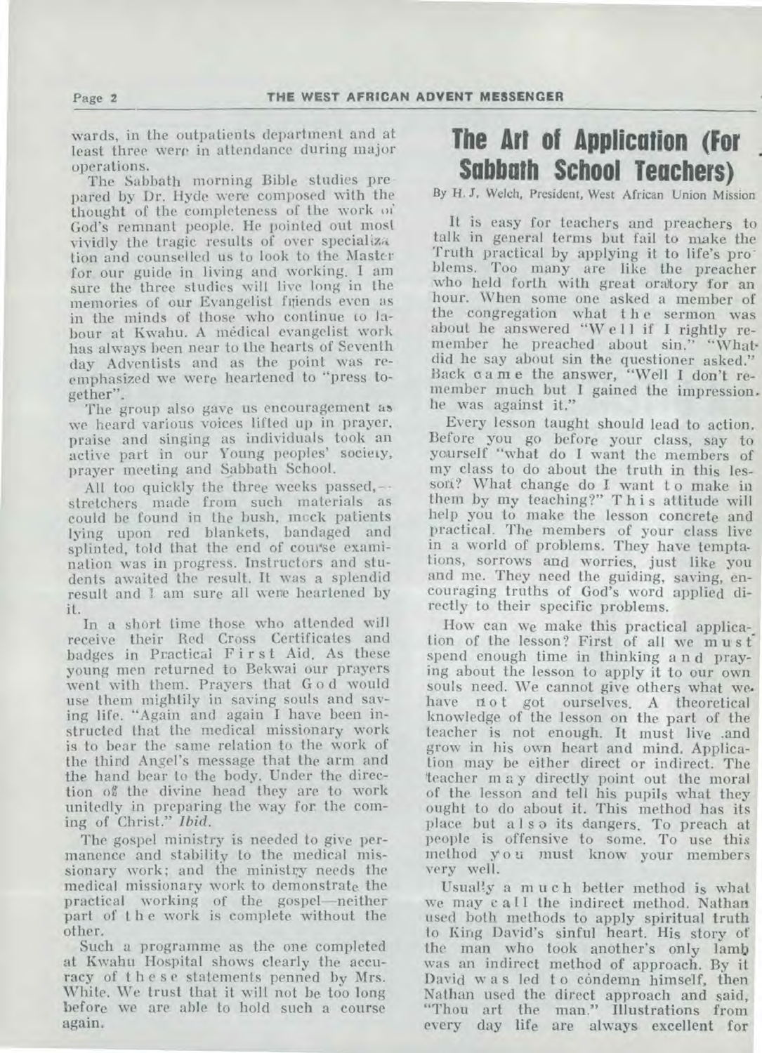wards, in the outpatients department and at least three were in attendance during major operations.

The Sabbath morning Bible studies prepared by Dr. Hyde were composed with the thought of the completeness of the work of God's remnant people. He pointed out most vividly the tragic results of over specialization and counselled us to look to the Master for our guide in living and working. I am sure the three studies will live long in the memories of our Evangelist friends even as in the minds of those who continue to labour at Kwahu. A medical evangelist work has always been near to the hearts of Seventh day Adventists and as the point was reemphasized we were heartened to "press together".

The group also gave us encouragement as we heard various voices lifted up in prayer, praise and singing as individuals took an active part in our Young peoples' society, prayer meeting and Sabbath School.

All too quickly the three weeks passed,—stretchers made from such materials as could be found in the bush, mock patients lying upon red blankets, bandaged and splinted, told that the end of course examination was in progress. Instructors and students awaited the result. It was a splendid result and I am sure all were heartened by it.

In a short time those who attended will receive their Red Cross Certificates and badges in Practical First Aid. As these young men returned to Bekwai our prayers went with them. Prayers that God would use them mightily in saving souls and saving life. "Again and again I have been instructed that the medical missionary work is to bear the same relation to the work of the third Angel's message that the arm and the hand bear to the body. Under the direction of the divine head they are to work unitedly in preparing the way for the coming of Christ." *Ibid.*

The gospel ministry is needed to give permanence and stability to the medical missionary work; and the ministry needs the medical missionary work to demonstrate the practical working of the gospel—neither part of the work is complete without the other.

Such a programme as the one completed at Kwahu Hospital shows clearly the accuracy of these statements penned by Mrs. White. We trust that it will not be too long before we are able to hold such a course again.

# The Art of Application (For Sabbath School Teachers)

By H. J. Welch, President, West African Union Mission

It is easy for teachers and preachers to talk in general terms but fail to make the Truth practical by applying it to life's problems. Too many are like the preacher who held forth with great oratory for an hour. When some one asked a member of the congregation what the sermon was about he answered "Well if I rightly remember he preached about sin." "What did he say about sin the questioner asked." Back came the answer, "Well I don't remember much but I gained the impression he was against it."

Every lesson taught should lead to action. Before you go before your class, say to yourself "what do I want the members of my class to do about the truth in this lesson? What change do I want to make in them by my teaching?" This attitude will help you to make the lesson concrete and practical. The members of your class live in a world of problems. They have temptations, sorrows and worries, just like you and me. They need the guiding, saving, encouraging truths of God's word applied directly to their specific problems.

How can we make this practical application of the lesson? First of all we must spend enough time in thinking and praying about the lesson to apply it to our own souls need. We cannot give others what we have not got ourselves. A theoretical knowledge of the lesson on the part of the teacher is not enough. It must live and grow in his own heart and mind. Application may be either direct or indirect. The teacher may directly point out the moral of the lesson and tell his pupils what they ought to do about it. This method has its place but also its dangers. To preach at people is offensive to some. To use this method you must know your members very well.

Usually a much better method is what we may call the indirect method. Nathan used both methods to apply spiritual truth to King David's sinful heart. His story of the man who took another's only lamb was an indirect method of approach. By it David was led to condemn himself, then Nathan used the direct approach and said, "Thou art the man." Illustrations from every day life are always excellent for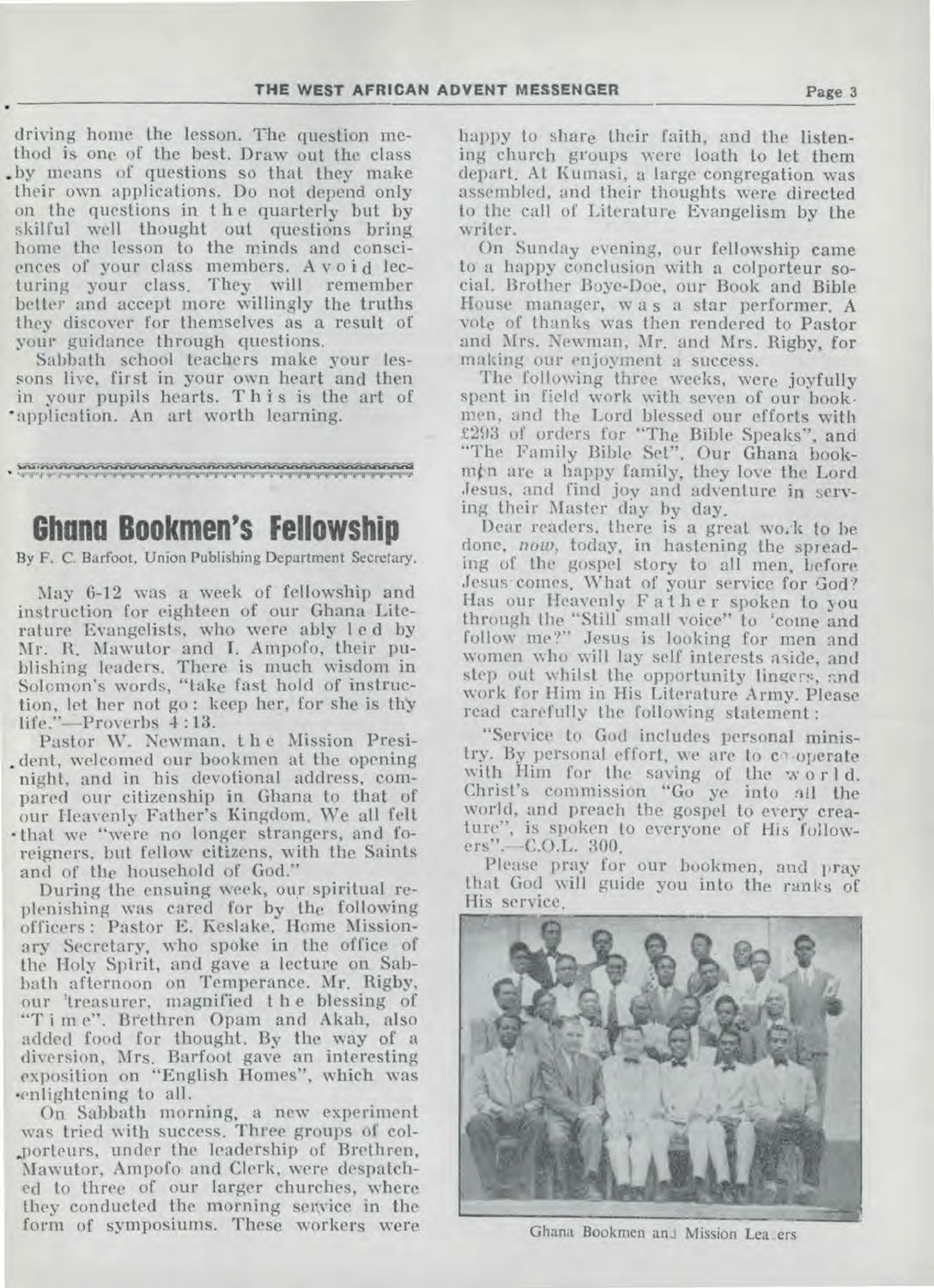driving home the lesson. The question method is one of the best. Draw out the class by means of questions so that they make their own applications. Do not depend only on the questions in the quarterly but by skilful well thought out questions bring home the lesson to the minds and consciences of your class members. Avoid lecturing your class. They will remember better and accept more willingly the truths they discover for themselves as a result of your guidance through questions.

Sabbath school teachers make your lessons live, first in your own heart and then in your pupils hearts. This is the art of application. An art worth learning.

## Ghana Bookmen's Fellowship

By F. C. Barfoot, Union Publishing Department Secretary.

May 6-12 was a week of fellowship and instruction for eighteen of our Ghana Literature Evangelists, who were ably led by Mr. R. Mawutor and I. Ampofo, their publishing leaders. There is much wisdom in Solomon's words, "take fast hold of instruction, let her not go: keep her, for she is thy life."—Proverbs 4:13.

Pastor W. Newman, the Mission President, welcomed our bookmen at the opening night, and in his devotional address, compared our citizenship in Ghana to that of our Heavenly Father's Kingdom. We all felt that we "were no longer strangers, and foreigners, but fellow citizens, with the Saints and of the household of God."

During the ensuing week, our spiritual replenishing was cared for by the following officers: Pastor E. Keslake, Home Missionary Secretary, who spoke in the office of the Holy Spirit, and gave a lecture on Sabbath afternoon on Temperance. Mr. Rigby, our treasurer, magnified the blessing of "Time". Brethren Opam and Akah, also added food for thought. By the way of a diversion, Mrs. Barfoot gave an interesting exposition on "English Homes", which was enlightening to all.

On Sabbath morning, a new experiment was tried with success. Three groups of colporteurs, under the leadership of Brethren, Mawutor, Ampofo and Clerk, were despatched to three of our larger churches, where they conducted the morning service in the form of symposiums. These workers were happy to share their faith, and the listening church groups were loath to let them depart. At Kumasi, a large congregation was assembled, and their thoughts were directed to the call of Literature Evangelism by the writer.

On Sunday evening, our fellowship came to a happy conclusion with a colporteur social. Brother Boye-Doe, our Book and Bible House manager, was a star performer. A vote of thanks was then rendered to Pastor and Mrs. Newman, Mr. and Mrs. Rigby, for making our enjoyment a success.

The following three weeks, were joyfully spent in field work with seven of our bookmen, and the Lord blessed our efforts with £293 of orders for "The Bible Speaks", and "The Family Bible Set". Our Ghana bookmen are a happy family, they love the Lord Jesus, and find joy and adventure in serving their Master day by day.

Dear readers, there is a great work to be done, *now*, today, in hastening the spreading of the gospel story to all men, before Jesus comes. What of your service for God? Has our Heavenly Father spoken to you through the "Still small voice" to 'come and follow me?" Jesus is looking for men and women who will lay self interests aside, and step out whilst the opportunity lingers, and work for Him in His Literature Army. Please read carefully the following statement:

"Service to God includes personal ministry. By personal effort, we are to co-operate with Him for the saving of the world. Christ's commission "Go ye into all the world, and preach the gospel to every creature", is spoken to everyone of His followers".—C.O.L. 300.

Please pray for our bookmen, and pray that God will guide you into the ranks of His service.

Ghana Bookmen and Mission Leaders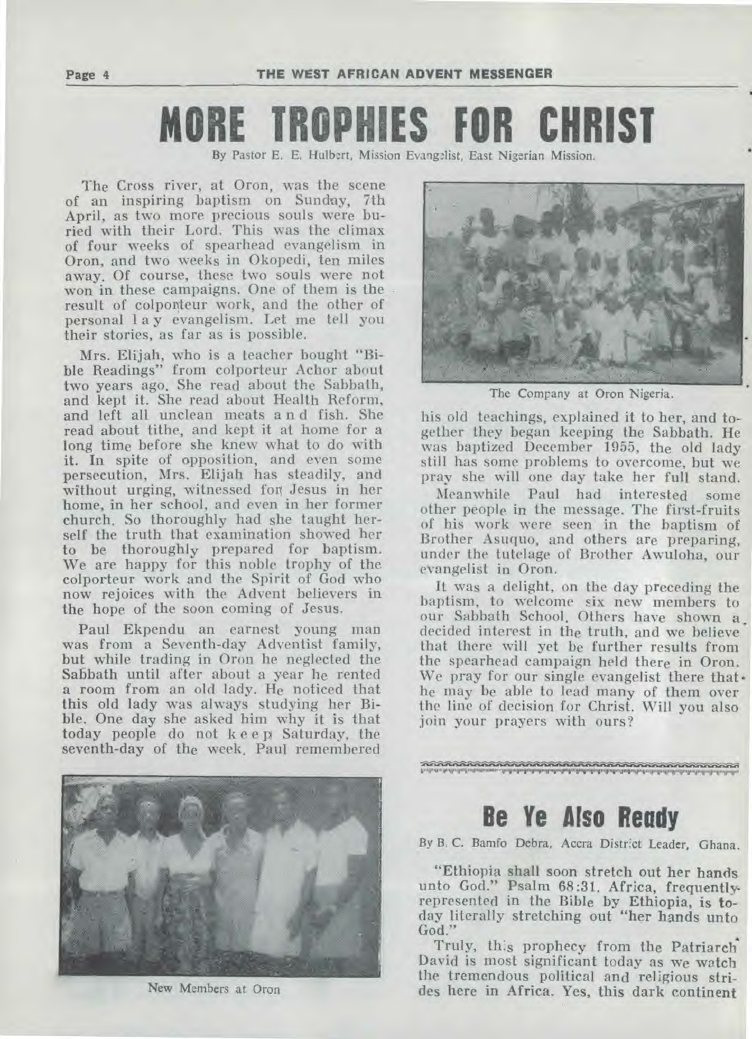# MORE TROPHIES FOR CHRIST

By Pastor E. E. Hulbert, Mission Evangelist, East Nigerian Mission.

The Cross river, at Oron, was the scene of an inspiring baptism on Sunday, 7th April, as two more precious souls were buried with their Lord. This was the climax of four weeks of spearhead evangelism in Oron, and two weeks in Okopedi, ten miles away. Of course, these two souls were not won in these campaigns. One of them is the result of colporteur work, and the other of personal lay evangelism. Let me tell you their stories, as far as is possible.

Mrs. Elijah, who is a teacher bought "Bible Readings" from colporteur Achor about two years ago. She read about the Sabbath, and kept it. She read about Health Reform, and left all unclean meats and fish. She read about tithe, and kept it at home for a long time before she knew what to do with it. In spite of opposition, and even some persecution, Mrs. Elijah has steadily, and without urging, witnessed for Jesus in her home, in her school, and even in her former church. So thoroughly had she taught herself the truth that examination showed her to be thoroughly prepared for baptism. We are happy for this noble trophy of the colporteur work and the Spirit of God who now rejoices with the Advent believers in the hope of the soon coming of Jesus.

Paul Ekpendu an earnest young man was from a Seventh-day Adventist family, but while trading in Oron he neglected the Sabbath until after about a year he rented a room from an old lady. He noticed that this old lady was always studying her Bible. One day she asked him why it is that today people do not keep Saturday, the seventh-day of the week. Paul remembered his old teachings, explained it to her, and together they began keeping the Sabbath. He was baptized December 1955, the old lady still has some problems to overcome, but we pray she will one day take her full stand.

New Members at Oron

The Company at Oron Nigeria.

Meanwhile Paul had interested some other people in the message. The first-fruits of his work were seen in the baptism of Brother Asuquo, and others are preparing, under the tutelage of Brother Awuloha, our evangelist in Oron.

It was a delight, on the day preceding the baptism, to welcome six new members to our Sabbath School. Others have shown a decided interest in the truth, and we believe that there will yet be further results from the spearhead campaign held there in Oron. We pray for our single evangelist there that he may be able to lead many of them over the line of decision for Christ. Will you also join your prayers with ours?

# Be Ye Also Ready

By B. C. Bamfo Debra, Accra District Leader, Ghana.

"Ethiopia shall soon stretch out her hands unto God." Psalm 68:31. Africa, frequently represented in the Bible by Ethiopia, is today literally stretching out "her hands unto God."

Truly, this prophecy from the Patriarch David is most significant today as we watch the tremendous political and religious strides here in Africa. Yes, this dark continent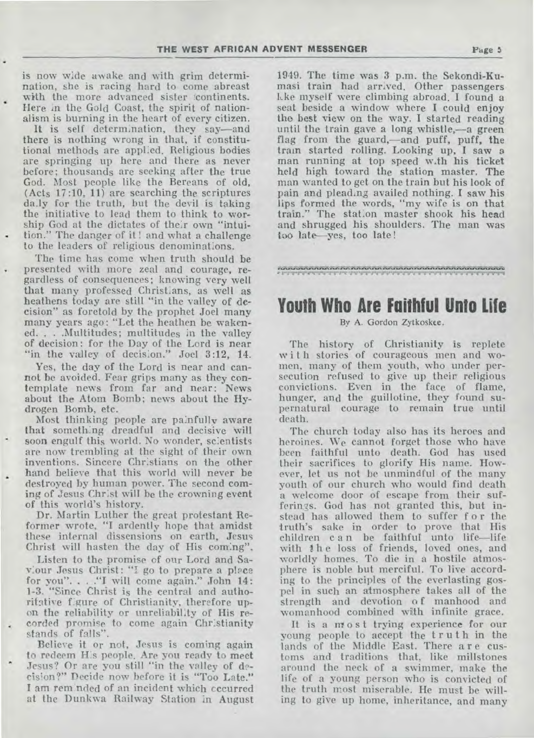is now wide awake and with grim determination, she is racing hard to come abreast with the more advanced sister continents. Here in the Gold Coast, the spirit of nationalism is burning in the heart of every citizen.

It is self determination, they say—and there is nothing wrong in that, if constitutional methods are applied. Religious bodies are springing up here and there as never before; thousands are seeking after the true God. Most people like the Bereans of old, (Acts 17:10, 11) are searching the scriptures daily for the truth, but the devil is taking the initiative to lead them to think to worship God at the dictates of their own "intuition." The danger of it! and what a challenge to the leaders of religious denominations.

The time has come when truth should be presented with more zeal and courage, regardless of consequences; knowing very well that many professed Christians, as well as heathens today are still "in the valley of decision" as foretold by the prophet Joel many many years ago: "Let the heathen be wakened. . . .Multitudes; multitudes in the valley of decision: for the Day of the Lord is near "in the valley of decision." Joel 3:12, 14.

Yes, the day of the Lord is near and cannot be avoided. Fear grips many as they contemplate news from far and near: News about the Atom Bomb; news about the Hydrogen Bomb, etc.

Most thinking people are painfully aware that something dreadful and decisive will soon engulf this world. No wonder, scientists are now trembling at the sight of their own inventions. Sincere Christians on the other hand believe that this world will never be destroyed by human power. The second coming of Jesus Christ will be the crowning event of this world's history.

Dr. Martin Luther the great protestant Reformer wrote, "I ardently hope that amidst these internal dissensions on earth, Jesus Christ will hasten the day of His coming".

Listen to the promise of our Lord and Saviour Jesus Christ: "I go to prepare a place for you". . . ."I will come again." John 14: 1-3. "Since Christ is the central and authoritative figure of Christianity, therefore upon the reliability or unreliability of His recorded promise to come again Christianity stands of falls".

Believe it or not, Jesus is coming again to redeem His people. Are you ready to meet Jesus? Or are you still "in the valley of decision?" Decide now before it is "Too Late." I am reminded of an incident which occurred at the Dunkwa Railway Station in August 1949. The time was 3 p.m. the Sekondi-Kumasi train had arrived. Other passengers like myself were climbing abroad. I found a seat beside a window where I could enjoy the best view on the way. I started reading until the train gave a long whistle,—a green flag from the guard,—and puff, puff, the train started rolling. Looking up, I saw a man running at top speed with his ticket held high toward the station master. The man wanted to get on the train but his look of pain and pleading availed nothing. I saw his lips formed the words, "my wife is on that train." The station master shook his head and shrugged his shoulders. The man was too late—yes, too late!

# Youth Who Are Faithful Unto Life

By A. Gordon Zytkoskee.

The history of Christianity is replete with stories of courageous men and women, many of them youth, who under persecution refused to give up their religious convictions. Even in the face of flame, hunger, and the guillotine, they found supernatural courage to remain true until death.

The church today also has its heroes and heroines. We cannot forget those who have been faithful unto death. God has used their sacrifices to glorify His name. However, let us not be unmindful of the many youth of our church who would find death a welcome door of escape from their sufferings. God has not granted this, but instead has allowed them to suffer for the truth's sake in order to prove that His children can be faithful unto life—life with the loss of friends, loved ones, and worldly homes. To die in a hostile atmosphere is noble but merciful. To live according to the principles of the everlasting gospel in such an atmosphere takes all of the strength and devotion of manhood and womanhood combined with infinite grace.

It is a most trying experience for our young people to accept the truth in the lands of the Middle East. There are customs and traditions that, like millstones around the neck of a swimmer, make the life of a young person who is convicted of the truth most miserable. He must be willing to give up home, inheritance, and many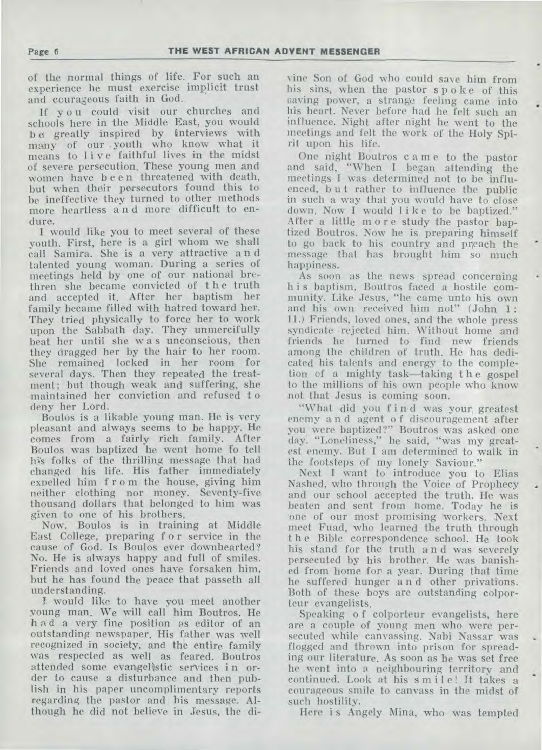of the normal things of life. For such an experience he must exercise implicit trust and courageous faith in God.

If you could visit our churches and schools here in the Middle East, you would be greatly inspired by interviews with many of our youth who know what it means to live faithful lives in the midst of severe persecution. These young men and women have been threatened with death, but when their persecutors found this to be ineffective they turned to other methods more heartless and more difficult to endure.

I would like you to meet several of these youth. First, here is a girl whom we shall call Samira. She is a very attractive and talented young woman. During a series of meetings held by one of our national brethren she became convicted of the truth and accepted it. After her baptism her family became filled with hatred toward her. They tried physically to force her to work upon the Sabbath day. They unmercifully beat her until she was unconscious, then they dragged her by the hair to her room. She remained locked in her room for several days. Then they repeated the treatment; but though weak and suffering, she maintained her conviction and refused to deny her Lord.

Boulos is a likable young man. He is very pleasant and always seems to be happy. He comes from a fairly rich family. After Boulos was baptized he went home to tell his folks of the thrilling message that had changed his life. His father immediately expelled him from the house, giving him neither clothing nor money. Seventy-five thousand dollars that belonged to him was given to one of his brothers.

Now, Boulos is in training at Middle East College, preparing for service in the cause of God. Is Boulos ever downhearted? No. He is always happy and full of smiles. Friends and loved ones have forsaken him, but he has found the peace that passeth all understanding.

I would like to have you meet another young man. We will call him Boutros. He had a very fine position as editor of an outstanding newspaper. His father was well recognized in society, and the entire family was respected as well as feared. Boutros attended some evangelistic services in order to cause a disturbance and then publish in his paper uncomplimentary reports regarding the pastor and his message. Although he did not believe in Jesus, the divine Son of God who could save him from his sins, when the pastor spoke of this saving power, a strange feeling came into his heart. Never before had he felt such an influence. Night after night he went to the meetings and felt the work of the Holy Spirit upon his life.

One night Boutros came to the pastor and said, "When I began attending the meetings I was determined not to be influenced, but rather to influence the public in such a way that you would have to close down. Now I would like to be baptized." After a little more study the pastor baptized Boutros. Now he is preparing himself to go back to his country and preach the message that has brought him so much happiness.

As soon as the news spread concerning his baptism, Boutros faced a hostile community. Like Jesus, "he came unto his own and his own received him not" (John 1: 11.) Friends, loved ones, and the whole press syndicate rejected him. Without home and friends he turned to find new friends among the children of truth. He has dedicated his talents and energy to the completion of a mighty task—taking the gospel to the millions of his own people who know not that Jesus is coming soon.

"What did you find was your greatest enemy and agent of discouragement after you were baptized?" Boutros was asked one day. "Loneliness," he said, "was my greatest enemy. But I am determined to walk in the footsteps of my lonely Saviour."

Next I want to introduce you to Elias Nashed, who through the Voice of Prophecy and our school accepted the truth. He was beaten and sent from home. Today he is one of our most promising workers. Next meet Fuad, who learned the truth through the Bible correspondence school. He took his stand for the truth and was severely persecuted by his brother. He was banished from home for a year. During that time he suffered hunger and other privations. Both of these boys are outstanding colporteur evangelists.

Speaking of colporteur evangelists, here are a couple of young men who were persecuted while canvassing. Nabi Nassar was flogged and thrown into prison for spreading our literature. As soon as he was set free he went into a neighbouring territory and continued. Look at his smile! It takes a courageous smile to canvass in the midst of such hostility.

Here is Angely Mina, who was tempted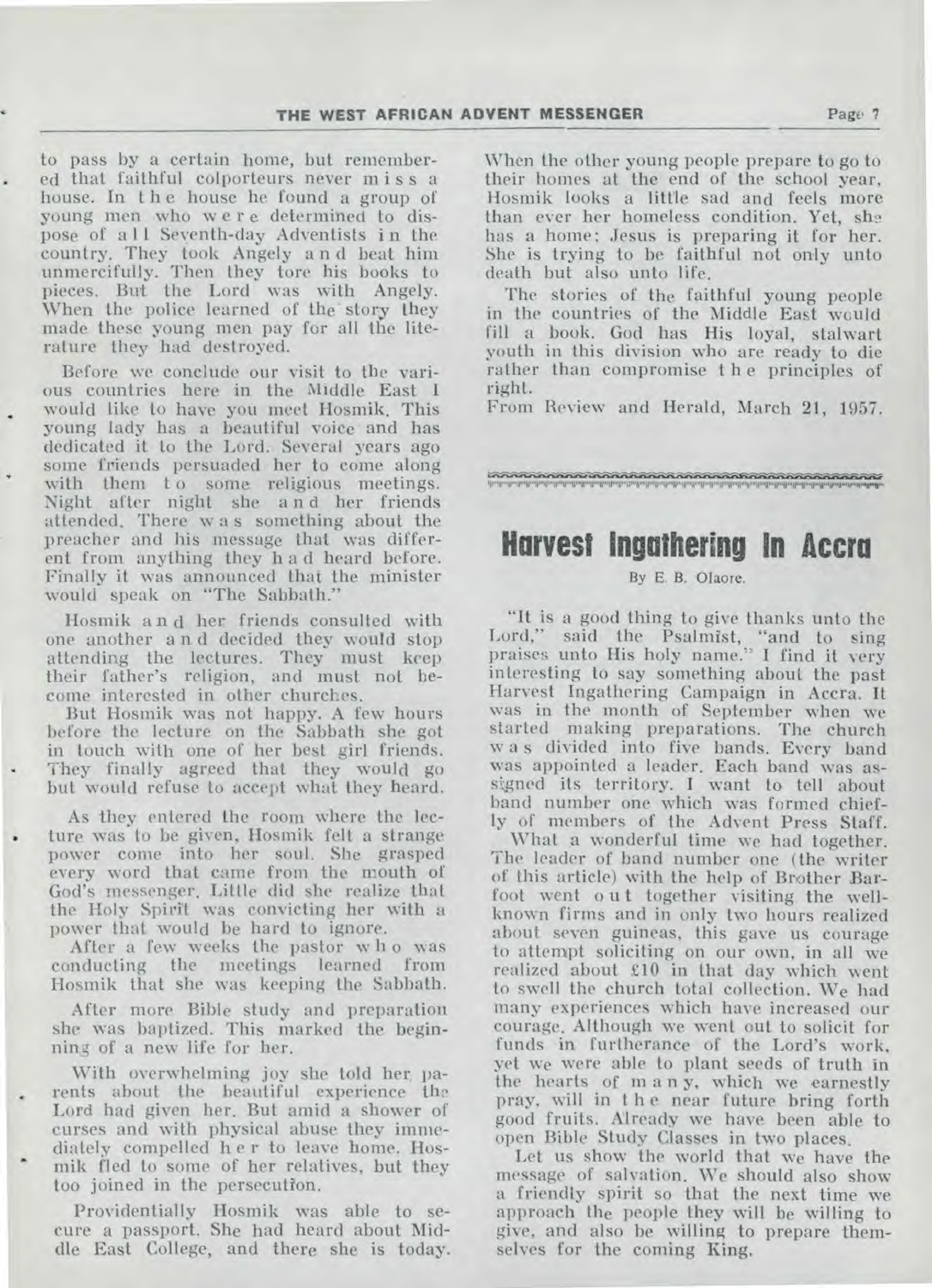to pass by a certain home, but remembered that faithful colporteurs never miss a house. In the house he found a group of young men who were determined to dispose of all Seventh-day Adventists in the country. They took Angely and beat him unmercifully. Then they tore his books to pieces. But the Lord was with Angely. When the police learned of the story they made these young men pay for all the literature they had destroyed.

Before we conclude our visit to the various countries here in the Middle East I would like to have you meet Hosmik. This young lady has a beautiful voice and has dedicated it to the Lord. Several years ago some friends persuaded her to come along with them to some religious meetings. Night after night she and her friends attended. There was something about the preacher and his message that was different from anything they had heard before. Finally it was announced that the minister would speak on "The Sabbath."

Hosmik and her friends consulted with one another and decided they would stop attending the lectures. They must keep their father's religion, and must not become interested in other churches.

But Hosmik was not happy. A few hours before the lecture on the Sabbath she got in touch with one of her best girl friends. They finally agreed that they would go but would refuse to accept what they heard.

As they entered the room where the lecture was to be given, Hosmik felt a strange power come into her soul. She grasped every word that came from the mouth of God's messenger. Little did she realize that the Holy Spirit was convicting her with a power that would be hard to ignore.

After a few weeks the pastor who was conducting the meetings learned from Hosmik that she was keeping the Sabbath.

After more Bible study and preparation she was baptized. This marked the beginning of a new life for her.

With overwhelming joy she told her parents about the beautiful experience the Lord had given her. But amid a shower of curses and with physical abuse they immediately compelled her to leave home. Hosmik fled to some of her relatives, but they too joined in the persecution.

Providentially Hosmik was able to secure a passport. She had heard about Middle East College, and there she is today. When the other young people prepare to go to their homes at the end of the school year, Hosmik looks a little sad and feels more than ever her homeless condition. Yet, she has a home; Jesus is preparing it for her. She is trying to be faithful not only unto death but also unto life.

The stories of the faithful young people in the countries of the Middle East would fill a book. God has His loyal, stalwart youth in this division who are ready to die rather than compromise the principles of right.

From Review and Herald, March 21, 1957.

# Harvest Ingathering In Accra

By E. B. Olaore.

"It is a good thing to give thanks unto the Lord," said the Psalmist, "and to sing praises unto His holy name." I find it very interesting to say something about the past Harvest Ingathering Campaign in Accra. It was in the month of September when we started making preparations. The church was divided into five bands. Every band was appointed a leader. Each band was assigned its territory. I want to tell about band number one which was formed chiefly of members of the Advent Press Staff.

What a wonderful time we had together. The leader of band number one (the writer of this article) with the help of Brother Barfoot went out together visiting the well-known firms and in only two hours realized about seven guineas, this gave us courage to attempt soliciting on our own, in all we realized about £10 in that day which went to swell the church total collection. We had many experiences which have increased our courage. Although we went out to solicit for funds in furtherance of the Lord's work, yet we were able to plant seeds of truth in the hearts of many, which we earnestly pray, will in the near future bring forth good fruits. Already we have been able to open Bible Study Classes in two places.

Let us show the world that we have the message of salvation. We should also show a friendly spirit so that the next time we approach the people they will be willing to give, and also be willing to prepare themselves for the coming King.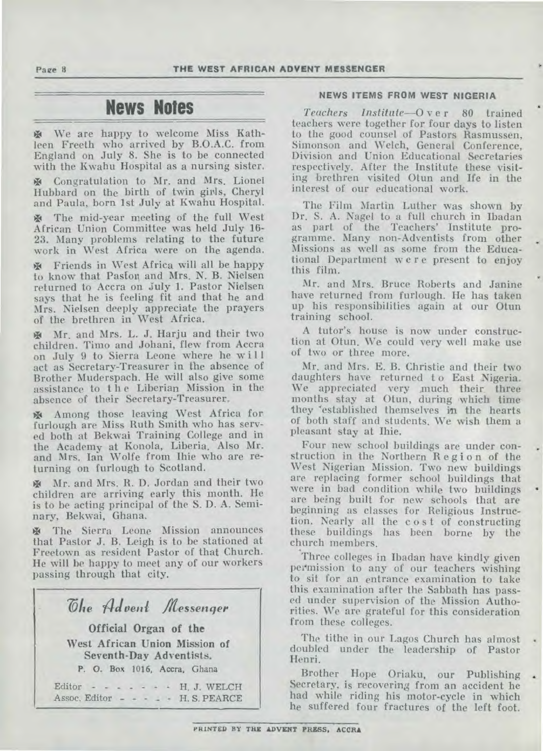## News Notes

✠ We are happy to welcome Miss Kathleen Freeth who arrived by B.O.A.C. from England on July 8. She is to be connected with the Kwahu Hospital as a nursing sister.

✠ Congratulation to Mr. and Mrs. Lionel Hubbard on the birth of twin girls, Cheryl and Paula, born 1st July at Kwahu Hospital.

✠ The mid-year meeting of the full West African Union Committee was held July 16-23. Many problems relating to the future work in West Africa were on the agenda.

✠ Friends in West Africa will all be happy to know that Pastor and Mrs. N. B. Nielsen returned to Accra on July 1. Pastor Nielsen says that he is feeling fit and that he and Mrs. Nielsen deeply appreciate the prayers of the brethren in West Africa.

✠ Mr. and Mrs. L. J. Harju and their two children. Timo and Johani, flew from Accra on July 9 to Sierra Leone where he will act as Secretary-Treasurer in the absence of Brother Muderspach. He will also give some assistance to the Liberian Mission in the absence of their Secretary-Treasurer.

✠ Among those leaving West Africa for furlough are Miss Ruth Smith who has served both at Bekwai Training College and in the Academy at Konola, Liberia. Also Mr. and Mrs. Ian Wolfe from Ihie who are returning on furlough to Scotland.

✠ Mr. and Mrs. R. D. Jordan and their two children are arriving early this month. He is to be acting principal of the S. D. A. Seminary, Bekwai, Ghana.

✠ The Sierra Leone Mission announces that Pastor J. B. Leigh is to be stationed at Freetown as resident Pastor of that Church. He will be happy to meet any of our workers passing through that city.

**The Advent Messenger**

**Official Organ of the**
**West African Union Mission of Seventh-Day Adventists.**

P. O. Box 1016, Accra, Ghana

Editor - - - - - - - H. J. WELCH
Assoc. Editor - - - - - H. S. PEARCE

### NEWS ITEMS FROM WEST NIGERIA

*Teachers Institute*—Over 80 trained teachers were together for four days to listen to the good counsel of Pastors Rasmussen, Simonson and Welch, General Conference, Division and Union Educational Secretaries respectively. After the Institute these visiting brethren visited Otun and Ife in the interest of our educational work.

The Film Martin Luther was shown by Dr. S. A. Nagel to a full church in Ibadan as part of the Teachers' Institute programme. Many non-Adventists from other Missions as well as some from the Educational Department were present to enjoy this film.

Mr. and Mrs. Bruce Roberts and Janine have returned from furlough. He has taken up his responsibilities again at our Otun training school.

A tutor's house is now under construction at Otun. We could very well make use of two or three more.

Mr. and Mrs. E. B. Christie and their two daughters have returned to East Nigeria. We appreciated very much their three months stay at Otun, during which time they established themselves in the hearts of both staff and students. We wish them a pleasant stay at Ihie.

Four new school buildings are under construction in the Northern Region of the West Nigerian Mission. Two new buildings are replacing former school buildings that were in bad condition while two buildings are being built for new schools that are beginning as classes for Religious Instruction. Nearly all the cost of constructing these buildings has been borne by the church members.

Three colleges in Ibadan have kindly given permission to any of our teachers wishing to sit for an entrance examination to take this examination after the Sabbath has passed under supervision of the Mission Authorities. We are grateful for this consideration from these colleges.

The tithe in our Lagos Church has almost doubled under the leadership of Pastor Henri.

Brother Hope Oriaku, our Publishing Secretary, is recovering from an accident he had while riding his motor-cycle in which he suffered four fractures of the left foot.

PRINTED BY THE ADVENT PRESS, ACCRA